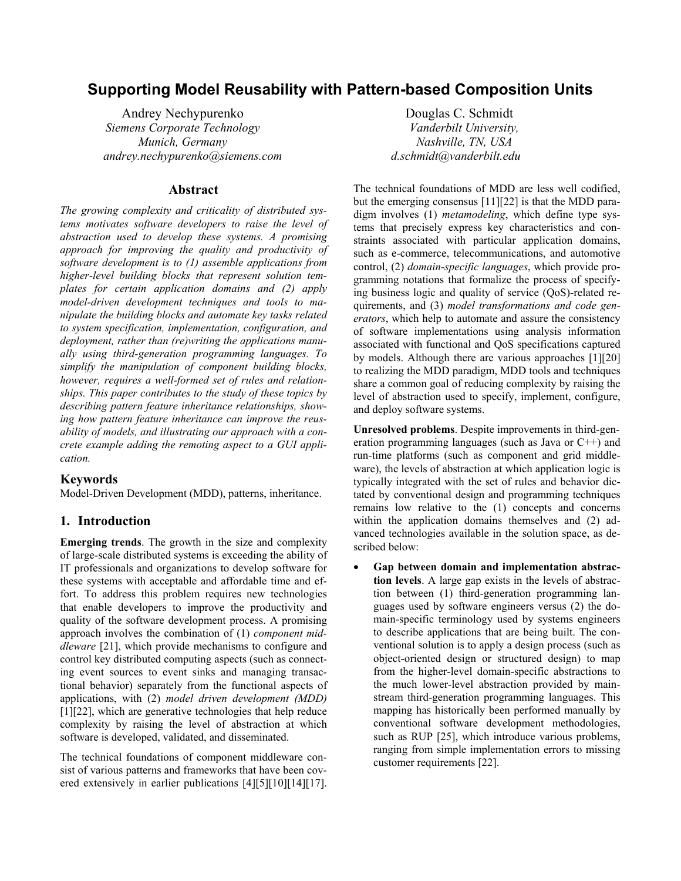# Supporting Model Reusability with Pattern-based Composition Units

Andrey Nechypurenko
*Siemens Corporate Technology*
*Munich, Germany*
*andrey.nechypurenko@siemens.com*

Douglas C. Schmidt
*Vanderbilt University,*
*Nashville, TN, USA*
*d.schmidt@vanderbilt.edu*

## Abstract

*The growing complexity and criticality of distributed systems motivates software developers to raise the level of abstraction used to develop these systems. A promising approach for improving the quality and productivity of software development is to (1) assemble applications from higher-level building blocks that represent solution templates for certain application domains and (2) apply model-driven development techniques and tools to manipulate the building blocks and automate key tasks related to system specification, implementation, configuration, and deployment, rather than (re)writing the applications manually using third-generation programming languages. To simplify the manipulation of component building blocks, however, requires a well-formed set of rules and relationships. This paper contributes to the study of these topics by describing pattern feature inheritance relationships, showing how pattern feature inheritance can improve the reusability of models, and illustrating our approach with a concrete example adding the remoting aspect to a GUI application.*

### Keywords

Model-Driven Development (MDD), patterns, inheritance.

## 1. Introduction

**Emerging trends**. The growth in the size and complexity of large-scale distributed systems is exceeding the ability of IT professionals and organizations to develop software for these systems with acceptable and affordable time and effort. To address this problem requires new technologies that enable developers to improve the productivity and quality of the software development process. A promising approach involves the combination of (1) *component middleware* [21], which provide mechanisms to configure and control key distributed computing aspects (such as connecting event sources to event sinks and managing transactional behavior) separately from the functional aspects of applications, with (2) *model driven development (MDD)* [1][22], which are generative technologies that help reduce complexity by raising the level of abstraction at which software is developed, validated, and disseminated.

The technical foundations of component middleware consist of various patterns and frameworks that have been covered extensively in earlier publications [4][5][10][14][17]. The technical foundations of MDD are less well codified, but the emerging consensus [11][22] is that the MDD paradigm involves (1) *metamodeling*, which define type systems that precisely express key characteristics and constraints associated with particular application domains, such as e-commerce, telecommunications, and automotive control, (2) *domain-specific languages*, which provide programming notations that formalize the process of specifying business logic and quality of service (QoS)-related requirements, and (3) *model transformations and code generators*, which help to automate and assure the consistency of software implementations using analysis information associated with functional and QoS specifications captured by models. Although there are various approaches [1][20] to realizing the MDD paradigm, MDD tools and techniques share a common goal of reducing complexity by raising the level of abstraction used to specify, implement, configure, and deploy software systems.

**Unresolved problems**. Despite improvements in third-generation programming languages (such as Java or C++) and run-time platforms (such as component and grid middleware), the levels of abstraction at which application logic is typically integrated with the set of rules and behavior dictated by conventional design and programming techniques remains low relative to the (1) concepts and concerns within the application domains themselves and (2) advanced technologies available in the solution space, as described below:

- **Gap between domain and implementation abstraction levels**. A large gap exists in the levels of abstraction between (1) third-generation programming languages used by software engineers versus (2) the domain-specific terminology used by systems engineers to describe applications that are being built. The conventional solution is to apply a design process (such as object-oriented design or structured design) to map from the higher-level domain-specific abstractions to the much lower-level abstraction provided by mainstream third-generation programming languages. This mapping has historically been performed manually by conventional software development methodologies, such as RUP [25], which introduce various problems, ranging from simple implementation errors to missing customer requirements [22].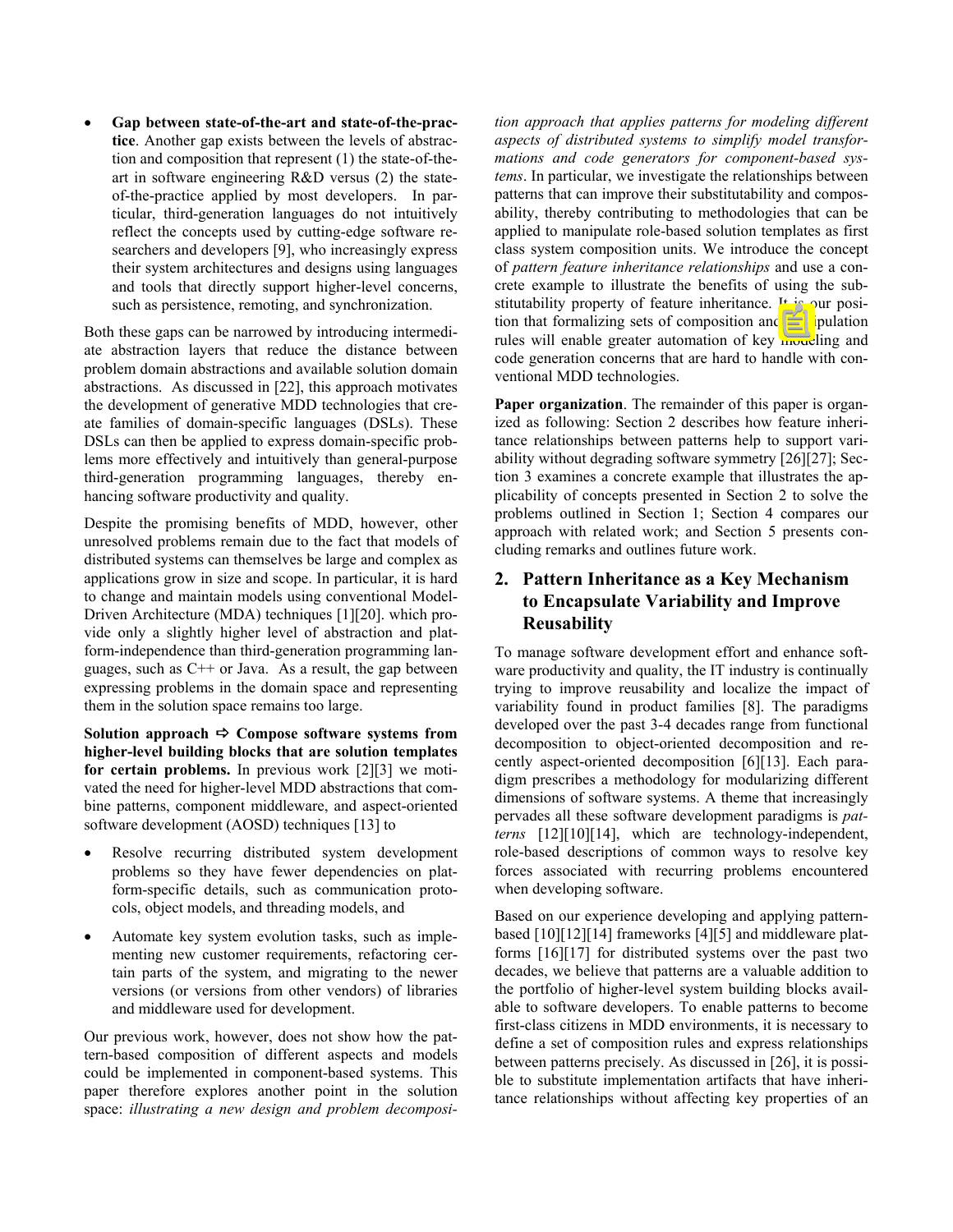- **Gap between state-of-the-art and state-of-the-practice**. Another gap exists between the levels of abstraction and composition that represent (1) the state-of-the-art in software engineering R&D versus (2) the state-of-the-practice applied by most developers. In particular, third-generation languages do not intuitively reflect the concepts used by cutting-edge software researchers and developers [9], who increasingly express their system architectures and designs using languages and tools that directly support higher-level concerns, such as persistence, remoting, and synchronization.

Both these gaps can be narrowed by introducing intermediate abstraction layers that reduce the distance between problem domain abstractions and available solution domain abstractions. As discussed in [22], this approach motivates the development of generative MDD technologies that create families of domain-specific languages (DSLs). These DSLs can then be applied to express domain-specific problems more effectively and intuitively than general-purpose third-generation programming languages, thereby enhancing software productivity and quality.

Despite the promising benefits of MDD, however, other unresolved problems remain due to the fact that models of distributed systems can themselves be large and complex as applications grow in size and scope. In particular, it is hard to change and maintain models using conventional Model-Driven Architecture (MDA) techniques [1][20]. which provide only a slightly higher level of abstraction and platform-independence than third-generation programming languages, such as C++ or Java. As a result, the gap between expressing problems in the domain space and representing them in the solution space remains too large.

**Solution approach ⇨ Compose software systems from higher-level building blocks that are solution templates for certain problems.** In previous work [2][3] we motivated the need for higher-level MDD abstractions that combine patterns, component middleware, and aspect-oriented software development (AOSD) techniques [13] to

- Resolve recurring distributed system development problems so they have fewer dependencies on platform-specific details, such as communication protocols, object models, and threading models, and
- Automate key system evolution tasks, such as implementing new customer requirements, refactoring certain parts of the system, and migrating to the newer versions (or versions from other vendors) of libraries and middleware used for development.

Our previous work, however, does not show how the pattern-based composition of different aspects and models could be implemented in component-based systems. This paper therefore explores another point in the solution space: *illustrating a new design and problem decomposition approach that applies patterns for modeling different aspects of distributed systems to simplify model transformations and code generators for component-based systems*. In particular, we investigate the relationships between patterns that can improve their substitutability and composability, thereby contributing to methodologies that can be applied to manipulate role-based solution templates as first class system composition units. We introduce the concept of *pattern feature inheritance relationships* and use a concrete example to illustrate the benefits of using the substitutability property of feature inheritance. It is our position that formalizing sets of composition and manipulation rules will enable greater automation of key modeling and code generation concerns that are hard to handle with conventional MDD technologies.

**Paper organization**. The remainder of this paper is organized as following: Section 2 describes how feature inheritance relationships between patterns help to support variability without degrading software symmetry [26][27]; Section 3 examines a concrete example that illustrates the applicability of concepts presented in Section 2 to solve the problems outlined in Section 1; Section 4 compares our approach with related work; and Section 5 presents concluding remarks and outlines future work.

## 2. Pattern Inheritance as a Key Mechanism to Encapsulate Variability and Improve Reusability

To manage software development effort and enhance software productivity and quality, the IT industry is continually trying to improve reusability and localize the impact of variability found in product families [8]. The paradigms developed over the past 3-4 decades range from functional decomposition to object-oriented decomposition and recently aspect-oriented decomposition [6][13]. Each paradigm prescribes a methodology for modularizing different dimensions of software systems. A theme that increasingly pervades all these software development paradigms is *patterns* [12][10][14], which are technology-independent, role-based descriptions of common ways to resolve key forces associated with recurring problems encountered when developing software.

Based on our experience developing and applying pattern-based [10][12][14] frameworks [4][5] and middleware platforms [16][17] for distributed systems over the past two decades, we believe that patterns are a valuable addition to the portfolio of higher-level system building blocks available to software developers. To enable patterns to become first-class citizens in MDD environments, it is necessary to define a set of composition rules and express relationships between patterns precisely. As discussed in [26], it is possible to substitute implementation artifacts that have inheritance relationships without affecting key properties of an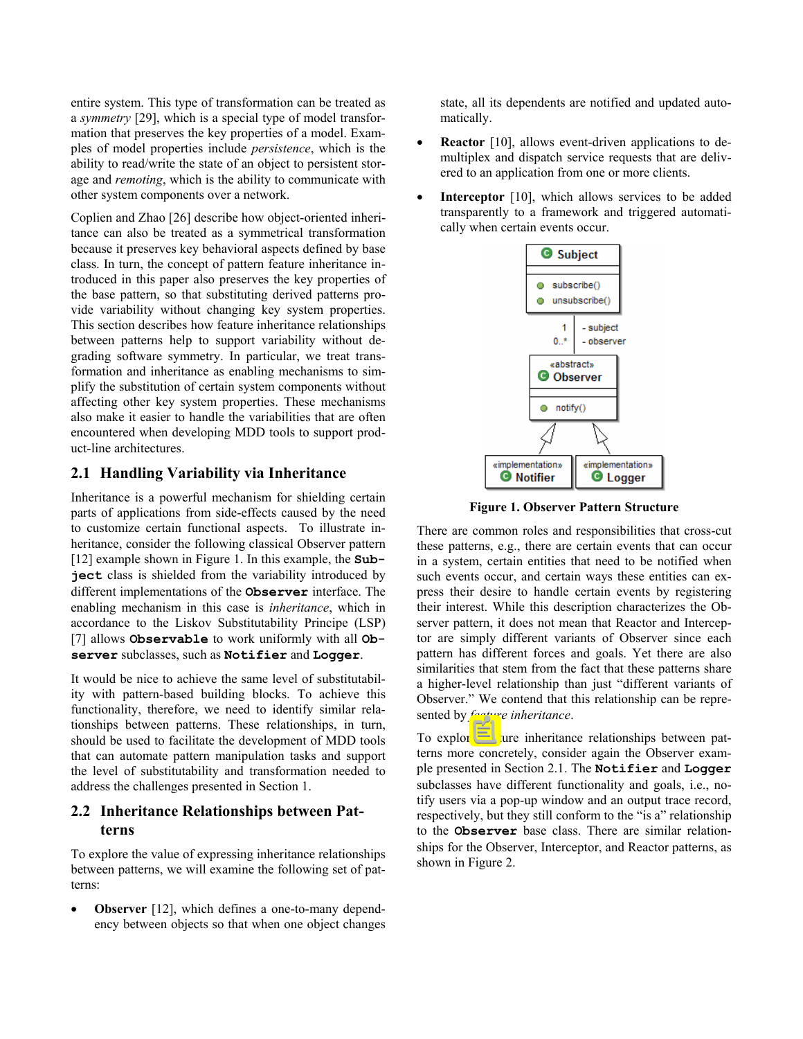entire system. This type of transformation can be treated as a *symmetry* [29], which is a special type of model transformation that preserves the key properties of a model. Examples of model properties include *persistence*, which is the ability to read/write the state of an object to persistent storage and *remoting*, which is the ability to communicate with other system components over a network.

Coplien and Zhao [26] describe how object-oriented inheritance can also be treated as a symmetrical transformation because it preserves key behavioral aspects defined by base class. In turn, the concept of pattern feature inheritance introduced in this paper also preserves the key properties of the base pattern, so that substituting derived patterns provide variability without changing key system properties. This section describes how feature inheritance relationships between patterns help to support variability without degrading software symmetry. In particular, we treat transformation and inheritance as enabling mechanisms to simplify the substitution of certain system components without affecting other key system properties. These mechanisms also make it easier to handle the variabilities that are often encountered when developing MDD tools to support product-line architectures.

## 2.1 Handling Variability via Inheritance

Inheritance is a powerful mechanism for shielding certain parts of applications from side-effects caused by the need to customize certain functional aspects. To illustrate inheritance, consider the following classical Observer pattern [12] example shown in Figure 1. In this example, the **`Subject`** class is shielded from the variability introduced by different implementations of the **`Observer`** interface. The enabling mechanism in this case is *inheritance*, which in accordance to the Liskov Substitutability Principle (LSP) [7] allows **`Observable`** to work uniformly with all **`Observer`** subclasses, such as **`Notifier`** and **`Logger`**.

It would be nice to achieve the same level of substitutability with pattern-based building blocks. To achieve this functionality, therefore, we need to identify similar relationships between patterns. These relationships, in turn, should be used to facilitate the development of MDD tools that can automate pattern manipulation tasks and support the level of substitutability and transformation needed to address the challenges presented in Section 1.

## 2.2 Inheritance Relationships between Patterns

To explore the value of expressing inheritance relationships between patterns, we will examine the following set of patterns:

- **Observer** [12], which defines a one-to-many dependency between objects so that when one object changes state, all its dependents are notified and updated automatically.
- **Reactor** [10], allows event-driven applications to demultiplex and dispatch service requests that are delivered to an application from one or more clients.
- **Interceptor** [10], which allows services to be added transparently to a framework and triggered automatically when certain events occur.

**Figure 1. Observer Pattern Structure**

There are common roles and responsibilities that cross-cut these patterns, e.g., there are certain events that can occur in a system, certain entities that need to be notified when such events occur, and certain ways these entities can express their desire to handle certain events by registering their interest. While this description characterizes the Observer pattern, it does not mean that Reactor and Interceptor are simply different variants of Observer since each pattern has different forces and goals. Yet there are also similarities that stem from the fact that these patterns share a higher-level relationship than just "different variants of Observer." We contend that this relationship can be represented by *feature inheritance*.

To explore feature inheritance relationships between patterns more concretely, consider again the Observer example presented in Section 2.1. The **`Notifier`** and **`Logger`** subclasses have different functionality and goals, i.e., notify users via a pop-up window and an output trace record, respectively, but they still conform to the "is a" relationship to the **`Observer`** base class. There are similar relationships for the Observer, Interceptor, and Reactor patterns, as shown in Figure 2.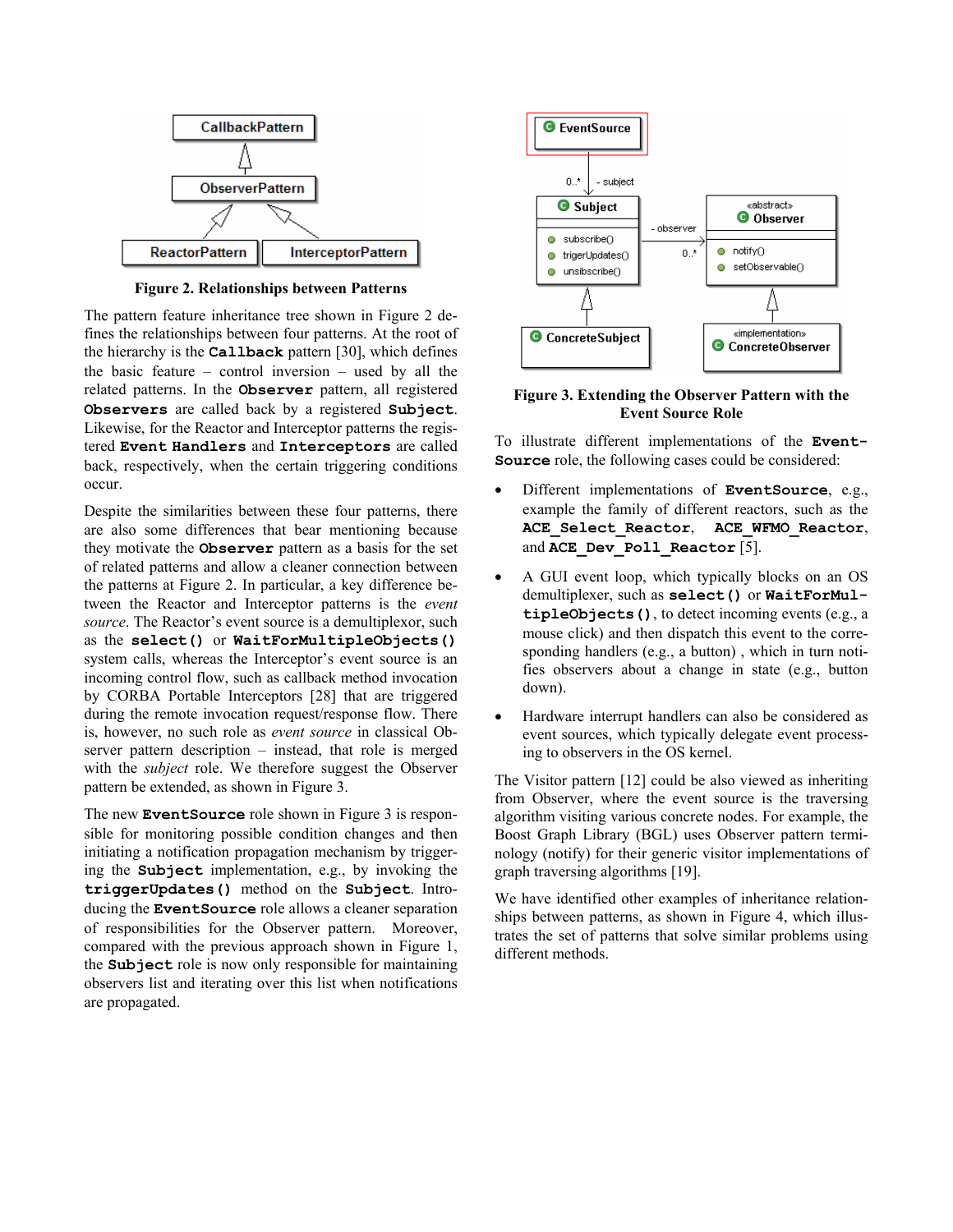**Figure 2. Relationships between Patterns**

The pattern feature inheritance tree shown in Figure 2 defines the relationships between four patterns. At the root of the hierarchy is the **Callback** pattern [30], which defines the basic feature – control inversion – used by all the related patterns. In the **Observer** pattern, all registered **Observers** are called back by a registered **Subject**. Likewise, for the Reactor and Interceptor patterns the registered **Event Handlers** and **Interceptors** are called back, respectively, when the certain triggering conditions occur.

Despite the similarities between these four patterns, there are also some differences that bear mentioning because they motivate the **Observer** pattern as a basis for the set of related patterns and allow a cleaner connection between the patterns at Figure 2. In particular, a key difference between the Reactor and Interceptor patterns is the *event source*. The Reactor's event source is a demultiplexor, such as the **select()** or **WaitForMultipleObjects()** system calls, whereas the Interceptor's event source is an incoming control flow, such as callback method invocation by CORBA Portable Interceptors [28] that are triggered during the remote invocation request/response flow. There is, however, no such role as *event source* in classical Observer pattern description – instead, that role is merged with the *subject* role. We therefore suggest the Observer pattern be extended, as shown in Figure 3.

The new **EventSource** role shown in Figure 3 is responsible for monitoring possible condition changes and then initiating a notification propagation mechanism by triggering the **Subject** implementation, e.g., by invoking the **triggerUpdates()** method on the **Subject**. Introducing the **EventSource** role allows a cleaner separation of responsibilities for the Observer pattern. Moreover, compared with the previous approach shown in Figure 1, the **Subject** role is now only responsible for maintaining observers list and iterating over this list when notifications are propagated.

**Figure 3. Extending the Observer Pattern with the Event Source Role**

To illustrate different implementations of the **EventSource** role, the following cases could be considered:

- Different implementations of **EventSource**, e.g., example the family of different reactors, such as the **ACE_Select_Reactor**, **ACE_WFMO_Reactor**, and **ACE_Dev_Poll_Reactor** [5].
- A GUI event loop, which typically blocks on an OS demultiplexer, such as **select()** or **WaitForMultipleObjects()**, to detect incoming events (e.g., a mouse click) and then dispatch this event to the corresponding handlers (e.g., a button) , which in turn notifies observers about a change in state (e.g., button down).
- Hardware interrupt handlers can also be considered as event sources, which typically delegate event processing to observers in the OS kernel.

The Visitor pattern [12] could be also viewed as inheriting from Observer, where the event source is the traversing algorithm visiting various concrete nodes. For example, the Boost Graph Library (BGL) uses Observer pattern terminology (notify) for their generic visitor implementations of graph traversing algorithms [19].

We have identified other examples of inheritance relationships between patterns, as shown in Figure 4, which illustrates the set of patterns that solve similar problems using different methods.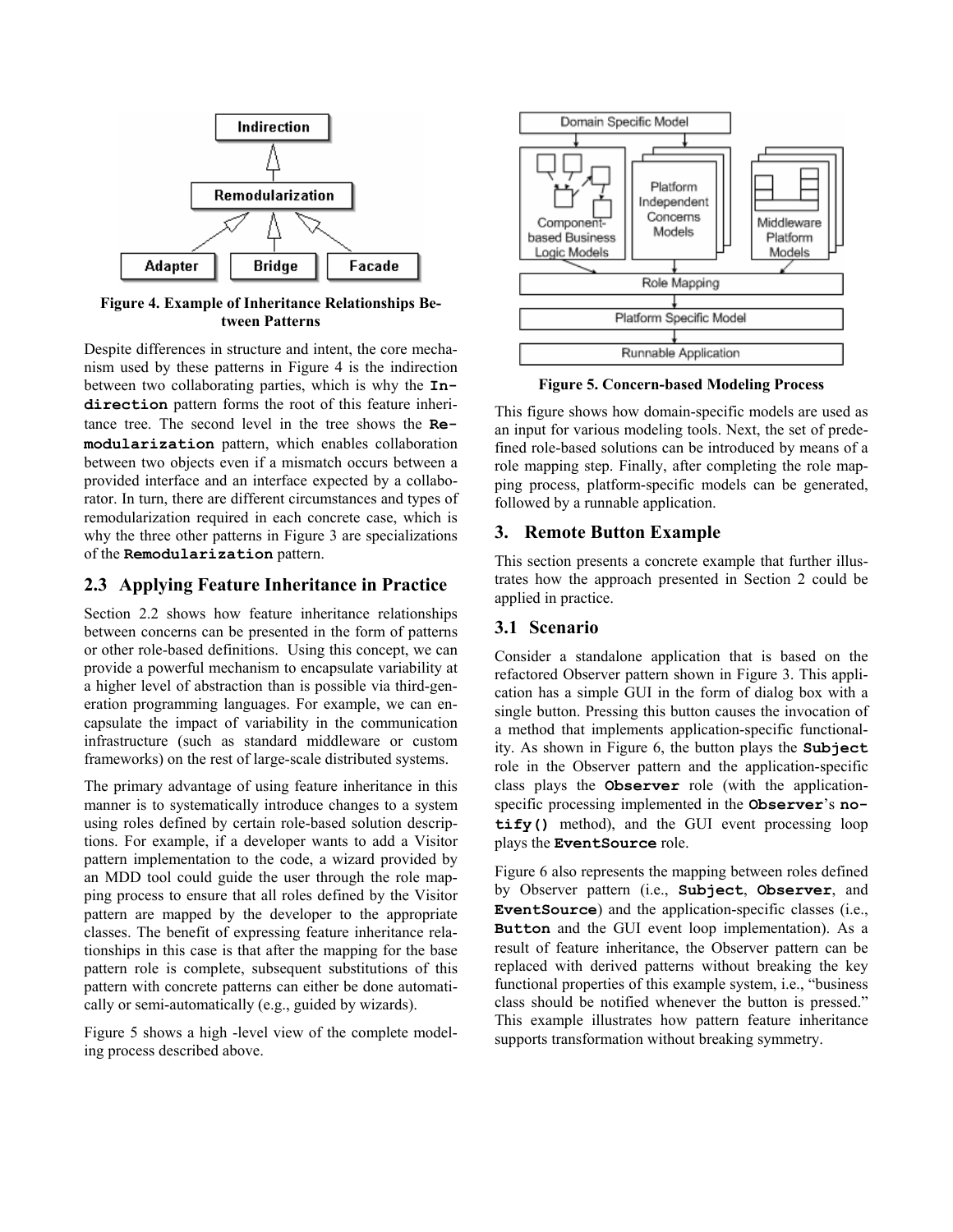Figure 4. Example of Inheritance Relationships Between Patterns

Despite differences in structure and intent, the core mechanism used by these patterns in Figure 4 is the indirection between two collaborating parties, which is why the **Indirection** pattern forms the root of this feature inheritance tree. The second level in the tree shows the **Remodularization** pattern, which enables collaboration between two objects even if a mismatch occurs between a provided interface and an interface expected by a collaborator. In turn, there are different circumstances and types of remodularization required in each concrete case, which is why the three other patterns in Figure 3 are specializations of the **Remodularization** pattern.

## 2.3 Applying Feature Inheritance in Practice

Section 2.2 shows how feature inheritance relationships between concerns can be presented in the form of patterns or other role-based definitions. Using this concept, we can provide a powerful mechanism to encapsulate variability at a higher level of abstraction than is possible via third-generation programming languages. For example, we can encapsulate the impact of variability in the communication infrastructure (such as standard middleware or custom frameworks) on the rest of large-scale distributed systems.

The primary advantage of using feature inheritance in this manner is to systematically introduce changes to a system using roles defined by certain role-based solution descriptions. For example, if a developer wants to add a Visitor pattern implementation to the code, a wizard provided by an MDD tool could guide the user through the role mapping process to ensure that all roles defined by the Visitor pattern are mapped by the developer to the appropriate classes. The benefit of expressing feature inheritance relationships in this case is that after the mapping for the base pattern role is complete, subsequent substitutions of this pattern with concrete patterns can either be done automatically or semi-automatically (e.g., guided by wizards).

Figure 5 shows a high -level view of the complete modeling process described above.

Figure 5. Concern-based Modeling Process

This figure shows how domain-specific models are used as an input for various modeling tools. Next, the set of predefined role-based solutions can be introduced by means of a role mapping step. Finally, after completing the role mapping process, platform-specific models can be generated, followed by a runnable application.

## 3. Remote Button Example

This section presents a concrete example that further illustrates how the approach presented in Section 2 could be applied in practice.

## 3.1 Scenario

Consider a standalone application that is based on the refactored Observer pattern shown in Figure 3. This application has a simple GUI in the form of dialog box with a single button. Pressing this button causes the invocation of a method that implements application-specific functionality. As shown in Figure 6, the button plays the **Subject** role in the Observer pattern and the application-specific class plays the **Observer** role (with the application-specific processing implemented in the **Observer**'s **notify()** method), and the GUI event processing loop plays the **EventSource** role.

Figure 6 also represents the mapping between roles defined by Observer pattern (i.e., **Subject**, **Observer**, and **EventSource**) and the application-specific classes (i.e., **Button** and the GUI event loop implementation). As a result of feature inheritance, the Observer pattern can be replaced with derived patterns without breaking the key functional properties of this example system, i.e., "business class should be notified whenever the button is pressed." This example illustrates how pattern feature inheritance supports transformation without breaking symmetry.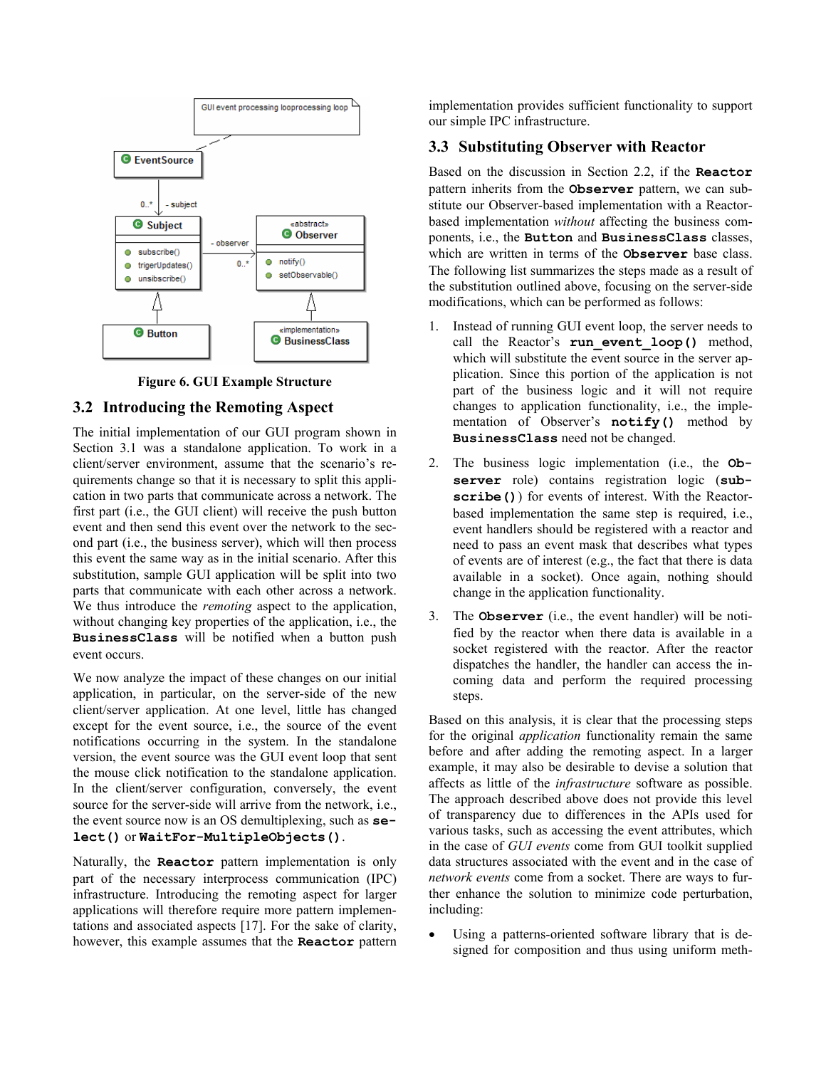Figure 6. GUI Example Structure

## 3.2 Introducing the Remoting Aspect

The initial implementation of our GUI program shown in Section 3.1 was a standalone application. To work in a client/server environment, assume that the scenario's requirements change so that it is necessary to split this application in two parts that communicate across a network. The first part (i.e., the GUI client) will receive the push button event and then send this event over the network to the second part (i.e., the business server), which will then process this event the same way as in the initial scenario. After this substitution, sample GUI application will be split into two parts that communicate with each other across a network. We thus introduce the *remoting* aspect to the application, without changing key properties of the application, i.e., the **`BusinessClass`** will be notified when a button push event occurs.

We now analyze the impact of these changes on our initial application, in particular, on the server-side of the new client/server application. At one level, little has changed except for the event source, i.e., the source of the event notifications occurring in the system. In the standalone version, the event source was the GUI event loop that sent the mouse click notification to the standalone application. In the client/server configuration, conversely, the event source for the server-side will arrive from the network, i.e., the event source now is an OS demultiplexing, such as **`select()`** or **`WaitFor-MultipleObjects()`**.

Naturally, the **`Reactor`** pattern implementation is only part of the necessary interprocess communication (IPC) infrastructure. Introducing the remoting aspect for larger applications will therefore require more pattern implementations and associated aspects [17]. For the sake of clarity, however, this example assumes that the **`Reactor`** pattern implementation provides sufficient functionality to support our simple IPC infrastructure.

## 3.3 Substituting Observer with Reactor

Based on the discussion in Section 2.2, if the **`Reactor`** pattern inherits from the **`Observer`** pattern, we can substitute our Observer-based implementation with a Reactor-based implementation *without* affecting the business components, i.e., the **`Button`** and **`BusinessClass`** classes, which are written in terms of the **`Observer`** base class. The following list summarizes the steps made as a result of the substitution outlined above, focusing on the server-side modifications, which can be performed as follows:

1. Instead of running GUI event loop, the server needs to call the Reactor's **`run_event_loop()`** method, which will substitute the event source in the server application. Since this portion of the application is not part of the business logic and it will not require changes to application functionality, i.e., the implementation of Observer's **`notify()`** method by **`BusinessClass`** need not be changed.

2. The business logic implementation (i.e., the **`Observer`** role) contains registration logic (**`subscribe()`**) for events of interest. With the Reactor-based implementation the same step is required, i.e., event handlers should be registered with a reactor and need to pass an event mask that describes what types of events are of interest (e.g., the fact that there is data available in a socket). Once again, nothing should change in the application functionality.

3. The **`Observer`** (i.e., the event handler) will be notified by the reactor when there data is available in a socket registered with the reactor. After the reactor dispatches the handler, the handler can access the incoming data and perform the required processing steps.

Based on this analysis, it is clear that the processing steps for the original *application* functionality remain the same before and after adding the remoting aspect. In a larger example, it may also be desirable to devise a solution that affects as little of the *infrastructure* software as possible. The approach described above does not provide this level of transparency due to differences in the APIs used for various tasks, such as accessing the event attributes, which in the case of *GUI events* come from GUI toolkit supplied data structures associated with the event and in the case of *network events* come from a socket. There are ways to further enhance the solution to minimize code perturbation, including:

- Using a patterns-oriented software library that is designed for composition and thus using uniform meth-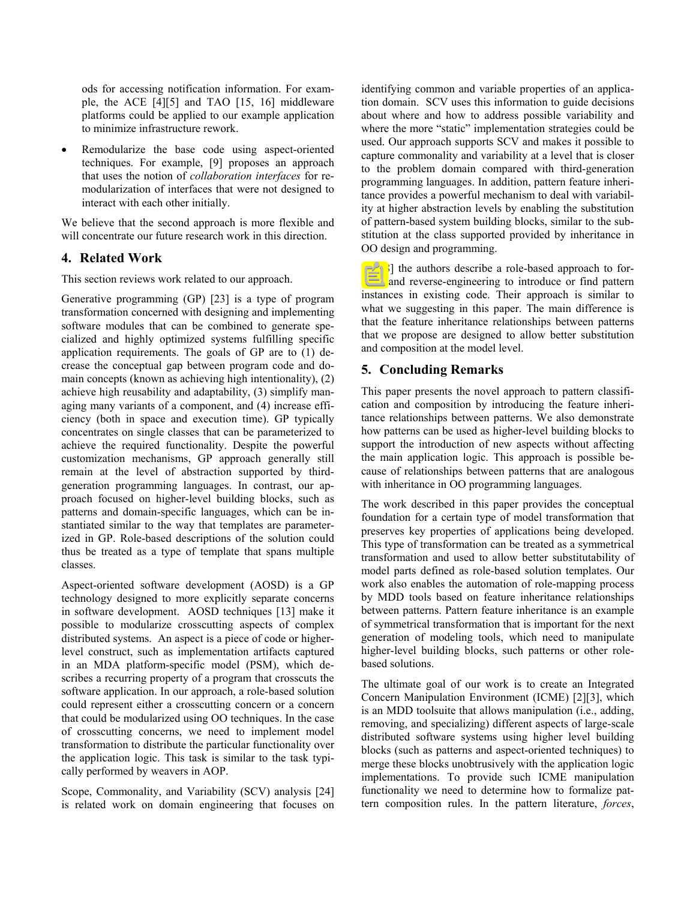ods for accessing notification information. For example, the ACE [4][5] and TAO [15, 16] middleware platforms could be applied to our example application to minimize infrastructure rework.

- Remodularize the base code using aspect-oriented techniques. For example, [9] proposes an approach that uses the notion of *collaboration interfaces* for remodularization of interfaces that were not designed to interact with each other initially.

We believe that the second approach is more flexible and will concentrate our future research work in this direction.

## 4. Related Work

This section reviews work related to our approach.

Generative programming (GP) [23] is a type of program transformation concerned with designing and implementing software modules that can be combined to generate specialized and highly optimized systems fulfilling specific application requirements. The goals of GP are to (1) decrease the conceptual gap between program code and domain concepts (known as achieving high intentionality), (2) achieve high reusability and adaptability, (3) simplify managing many variants of a component, and (4) increase efficiency (both in space and execution time). GP typically concentrates on single classes that can be parameterized to achieve the required functionality. Despite the powerful customization mechanisms, GP approach generally still remain at the level of abstraction supported by third-generation programming languages. In contrast, our approach focused on higher-level building blocks, such as patterns and domain-specific languages, which can be instantiated similar to the way that templates are parameterized in GP. Role-based descriptions of the solution could thus be treated as a type of template that spans multiple classes.

Aspect-oriented software development (AOSD) is a GP technology designed to more explicitly separate concerns in software development. AOSD techniques [13] make it possible to modularize crosscutting aspects of complex distributed systems. An aspect is a piece of code or higher-level construct, such as implementation artifacts captured in an MDA platform-specific model (PSM), which describes a recurring property of a program that crosscuts the software application. In our approach, a role-based solution could represent either a crosscutting concern or a concern that could be modularized using OO techniques. In the case of crosscutting concerns, we need to implement model transformation to distribute the particular functionality over the application logic. This task is similar to the task typically performed by weavers in AOP.

Scope, Commonality, and Variability (SCV) analysis [24] is related work on domain engineering that focuses on identifying common and variable properties of an application domain. SCV uses this information to guide decisions about where and how to address possible variability and where the more "static" implementation strategies could be used. Our approach supports SCV and makes it possible to capture commonality and variability at a level that is closer to the problem domain compared with third-generation programming languages. In addition, pattern feature inheritance provides a powerful mechanism to deal with variability at higher abstraction levels by enabling the substitution of pattern-based system building blocks, similar to the substitution at the class supported provided by inheritance in OO design and programming.

In [ ] the authors describe a role-based approach to for- and reverse-engineering to introduce or find pattern instances in existing code. Their approach is similar to what we suggesting in this paper. The main difference is that the feature inheritance relationships between patterns that we propose are designed to allow better substitution and composition at the model level.

## 5. Concluding Remarks

This paper presents the novel approach to pattern classification and composition by introducing the feature inheritance relationships between patterns. We also demonstrate how patterns can be used as higher-level building blocks to support the introduction of new aspects without affecting the main application logic. This approach is possible because of relationships between patterns that are analogous with inheritance in OO programming languages.

The work described in this paper provides the conceptual foundation for a certain type of model transformation that preserves key properties of applications being developed. This type of transformation can be treated as a symmetrical transformation and used to allow better substitutability of model parts defined as role-based solution templates. Our work also enables the automation of role-mapping process by MDD tools based on feature inheritance relationships between patterns. Pattern feature inheritance is an example of symmetrical transformation that is important for the next generation of modeling tools, which need to manipulate higher-level building blocks, such patterns or other role-based solutions.

The ultimate goal of our work is to create an Integrated Concern Manipulation Environment (ICME) [2][3], which is an MDD toolsuite that allows manipulation (i.e., adding, removing, and specializing) different aspects of large-scale distributed software systems using higher level building blocks (such as patterns and aspect-oriented techniques) to merge these blocks unobtrusively with the application logic implementations. To provide such ICME manipulation functionality we need to determine how to formalize pattern composition rules. In the pattern literature, *forces*,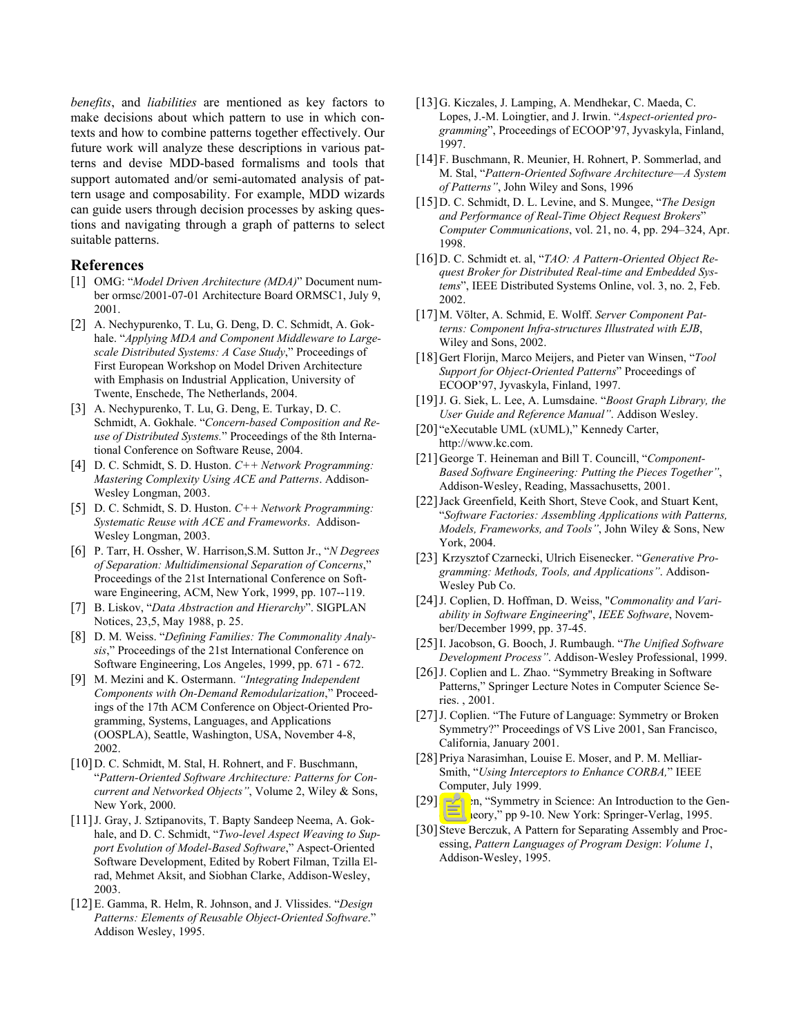*benefits*, and *liabilities* are mentioned as key factors to make decisions about which pattern to use in which contexts and how to combine patterns together effectively. Our future work will analyze these descriptions in various patterns and devise MDD-based formalisms and tools that support automated and/or semi-automated analysis of pattern usage and composability. For example, MDD wizards can guide users through decision processes by asking questions and navigating through a graph of patterns to select suitable patterns.

## References

[1] OMG: "*Model Driven Architecture (MDA)*" Document number ormsc/2001-07-01 Architecture Board ORMSC1, July 9, 2001.

[2] A. Nechypurenko, T. Lu, G. Deng, D. C. Schmidt, A. Gokhale. "*Applying MDA and Component Middleware to Large-scale Distributed Systems: A Case Study*," Proceedings of First European Workshop on Model Driven Architecture with Emphasis on Industrial Application, University of Twente, Enschede, The Netherlands, 2004.

[3] A. Nechypurenko, T. Lu, G. Deng, E. Turkay, D. C. Schmidt, A. Gokhale. "*Concern-based Composition and Reuse of Distributed Systems.*" Proceedings of the 8th International Conference on Software Reuse, 2004.

[4] D. C. Schmidt, S. D. Huston. *C++ Network Programming: Mastering Complexity Using ACE and Patterns*. Addison-Wesley Longman, 2003.

[5] D. C. Schmidt, S. D. Huston. *C++ Network Programming: Systematic Reuse with ACE and Frameworks*. Addison-Wesley Longman, 2003.

[6] P. Tarr, H. Ossher, W. Harrison,S.M. Sutton Jr., "*N Degrees of Separation: Multidimensional Separation of Concerns*," Proceedings of the 21st International Conference on Software Engineering, ACM, New York, 1999, pp. 107--119.

[7] B. Liskov, "*Data Abstraction and Hierarchy*". SIGPLAN Notices, 23,5, May 1988, p. 25.

[8] D. M. Weiss. "*Defining Families: The Commonality Analysis*," Proceedings of the 21st International Conference on Software Engineering, Los Angeles, 1999, pp. 671 - 672.

[9] M. Mezini and K. Ostermann. *"Integrating Independent Components with On-Demand Remodularization*," Proceedings of the 17th ACM Conference on Object-Oriented Programming, Systems, Languages, and Applications (OOSPLA), Seattle, Washington, USA, November 4-8, 2002.

[10] D. C. Schmidt, M. Stal, H. Rohnert, and F. Buschmann, "*Pattern-Oriented Software Architecture: Patterns for Concurrent and Networked Objects"*, Volume 2, Wiley & Sons, New York, 2000.

[11] J. Gray, J. Sztipanovits, T. Bapty Sandeep Neema, A. Gokhale, and D. C. Schmidt, "*Two-level Aspect Weaving to Support Evolution of Model-Based Software*," Aspect-Oriented Software Development, Edited by Robert Filman, Tzilla Elrad, Mehmet Aksit, and Siobhan Clarke, Addison-Wesley, 2003.

[12] E. Gamma, R. Helm, R. Johnson, and J. Vlissides. "*Design Patterns: Elements of Reusable Object-Oriented Software*." Addison Wesley, 1995.

[13] G. Kiczales, J. Lamping, A. Mendhekar, C. Maeda, C. Lopes, J.-M. Loingtier, and J. Irwin. "*Aspect-oriented programming*", Proceedings of ECOOP'97, Jyvaskyla, Finland, 1997.

[14] F. Buschmann, R. Meunier, H. Rohnert, P. Sommerlad, and M. Stal, "*Pattern-Oriented Software Architecture—A System of Patterns"*, John Wiley and Sons, 1996

[15] D. C. Schmidt, D. L. Levine, and S. Mungee, "*The Design and Performance of Real-Time Object Request Brokers*" *Computer Communications*, vol. 21, no. 4, pp. 294–324, Apr. 1998.

[16] D. C. Schmidt et. al, "*TAO: A Pattern-Oriented Object Request Broker for Distributed Real-time and Embedded Systems*", IEEE Distributed Systems Online, vol. 3, no. 2, Feb. 2002.

[17] M. Völter, A. Schmid, E. Wolff. *Server Component Patterns: Component Infra-structures Illustrated with EJB*, Wiley and Sons, 2002.

[18] Gert Florijn, Marco Meijers, and Pieter van Winsen, "*Tool Support for Object-Oriented Patterns*" Proceedings of ECOOP'97, Jyvaskyla, Finland, 1997.

[19] J. G. Siek, L. Lee, A. Lumsdaine. "*Boost Graph Library, the User Guide and Reference Manual"*. Addison Wesley.

[20] "eXecutable UML (xUML)," Kennedy Carter, http://www.kc.com.

[21] George T. Heineman and Bill T. Councill, "*Component-Based Software Engineering: Putting the Pieces Together"*, Addison-Wesley, Reading, Massachusetts, 2001.

[22] Jack Greenfield, Keith Short, Steve Cook, and Stuart Kent, "*Software Factories: Assembling Applications with Patterns, Models, Frameworks, and Tools"*, John Wiley & Sons, New York, 2004.

[23] Krzysztof Czarnecki, Ulrich Eisenecker. "*Generative Programming: Methods, Tools, and Applications"*. Addison-Wesley Pub Co.

[24] J. Coplien, D. Hoffman, D. Weiss, "*Commonality and Variability in Software Engineering*", *IEEE Software*, November/December 1999, pp. 37-45.

[25] I. Jacobson, G. Booch, J. Rumbaugh. "*The Unified Software Development Process"*. Addison-Wesley Professional, 1999.

[26] J. Coplien and L. Zhao. "Symmetry Breaking in Software Patterns," Springer Lecture Notes in Computer Science Series. , 2001.

[27] J. Coplien. "The Future of Language: Symmetry or Broken Symmetry?" Proceedings of VS Live 2001, San Francisco, California, January 2001.

[28] Priya Narasimhan, Louise E. Moser, and P. M. Melliar-Smith, "*Using Interceptors to Enhance CORBA,*" IEEE Computer, July 1999.

[29] ...en, "Symmetry in Science: An Introduction to the General Theory," pp 9-10. New York: Springer-Verlag, 1995.

[30] Steve Berczuk, A Pattern for Separating Assembly and Processing, *Pattern Languages of Program Design*: *Volume 1*, Addison-Wesley, 1995.